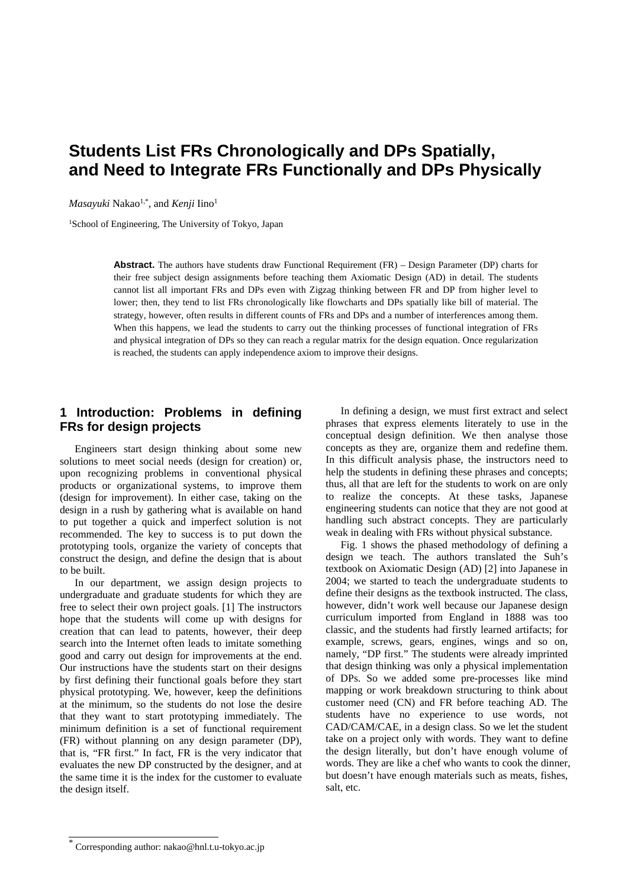# Students List FRs Chronologically and DPs Spatially, and Need to Integrate FRs Functionally and DPs Physically

*Masayuki* Nakao[1,*], and *Kenji* Iino[1]

[1]School of Engineering, The University of Tokyo, Japan

**Abstract.** The authors have students draw Functional Requirement (FR) – Design Parameter (DP) charts for their free subject design assignments before teaching them Axiomatic Design (AD) in detail. The students cannot list all important FRs and DPs even with Zigzag thinking between FR and DP from higher level to lower; then, they tend to list FRs chronologically like flowcharts and DPs spatially like bill of material. The strategy, however, often results in different counts of FRs and DPs and a number of interferences among them. When this happens, we lead the students to carry out the thinking processes of functional integration of FRs and physical integration of DPs so they can reach a regular matrix for the design equation. Once regularization is reached, the students can apply independence axiom to improve their designs.

## 1 Introduction: Problems in defining FRs for design projects

Engineers start design thinking about some new solutions to meet social needs (design for creation) or, upon recognizing problems in conventional physical products or organizational systems, to improve them (design for improvement). In either case, taking on the design in a rush by gathering what is available on hand to put together a quick and imperfect solution is not recommended. The key to success is to put down the prototyping tools, organize the variety of concepts that construct the design, and define the design that is about to be built.

In our department, we assign design projects to undergraduate and graduate students for which they are free to select their own project goals. [1] The instructors hope that the students will come up with designs for creation that can lead to patents, however, their deep search into the Internet often leads to imitate something good and carry out design for improvements at the end. Our instructions have the students start on their designs by first defining their functional goals before they start physical prototyping. We, however, keep the definitions at the minimum, so the students do not lose the desire that they want to start prototyping immediately. The minimum definition is a set of functional requirement (FR) without planning on any design parameter (DP), that is, "FR first." In fact, FR is the very indicator that evaluates the new DP constructed by the designer, and at the same time it is the index for the customer to evaluate the design itself.

In defining a design, we must first extract and select phrases that express elements literately to use in the conceptual design definition. We then analyse those concepts as they are, organize them and redefine them. In this difficult analysis phase, the instructors need to help the students in defining these phrases and concepts; thus, all that are left for the students to work on are only to realize the concepts. At these tasks, Japanese engineering students can notice that they are not good at handling such abstract concepts. They are particularly weak in dealing with FRs without physical substance.

Fig. 1 shows the phased methodology of defining a design we teach. The authors translated the Suh's textbook on Axiomatic Design (AD) [2] into Japanese in 2004; we started to teach the undergraduate students to define their designs as the textbook instructed. The class, however, didn't work well because our Japanese design curriculum imported from England in 1888 was too classic, and the students had firstly learned artifacts; for example, screws, gears, engines, wings and so on, namely, "DP first." The students were already imprinted that design thinking was only a physical implementation of DPs. So we added some pre-processes like mind mapping or work breakdown structuring to think about customer need (CN) and FR before teaching AD. The students have no experience to use words, not CAD/CAM/CAE, in a design class. So we let the student take on a project only with words. They want to define the design literally, but don't have enough volume of words. They are like a chef who wants to cook the dinner, but doesn't have enough materials such as meats, fishes, salt, etc.

[*] Corresponding author: nakao@hnl.t.u-tokyo.ac.jp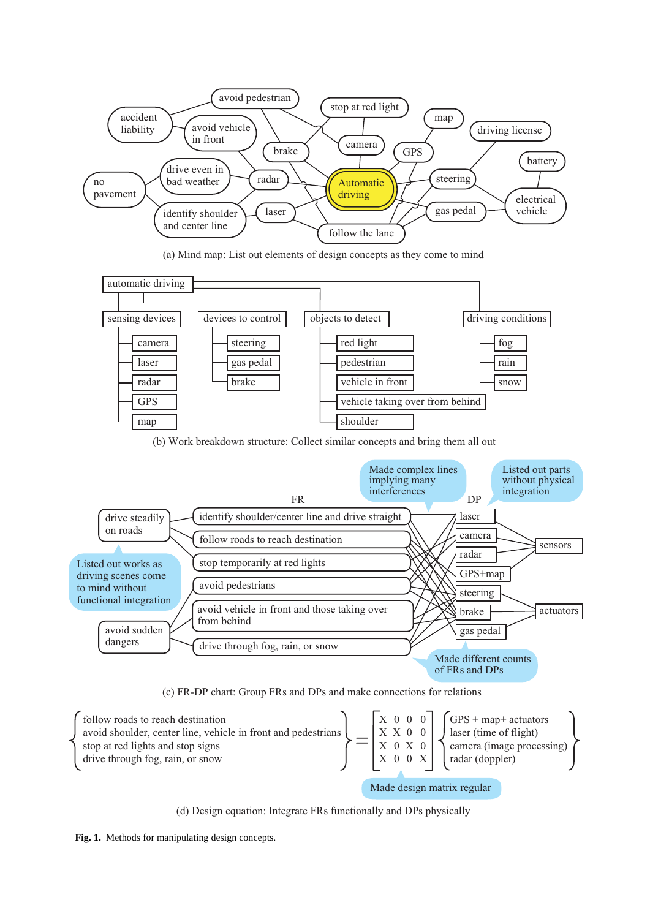(a) Mind map: List out elements of design concepts as they come to mind

(b) Work breakdown structure: Collect similar concepts and bring them all out

(c) FR-DP chart: Group FRs and DPs and make connections for relations

$$
\begin{Bmatrix} \text{follow roads to reach destination} \\ \text{avoid shoulder, center line, vehicle in front and pedestrians} \\ \text{stop at red lights and stop signs} \\ \text{drive through fog, rain, or snow} \end{Bmatrix} = \begin{bmatrix} X & 0 & 0 & 0 \\ X & X & 0 & 0 \\ X & 0 & X & 0 \\ X & 0 & 0 & X \end{bmatrix} \begin{Bmatrix} \text{GPS + map+ actuators} \\ \text{laser (time of flight)} \\ \text{camera (image processing)} \\ \text{radar (doppler)} \end{Bmatrix}
$$

Made design matrix regular

(d) Design equation: Integrate FRs functionally and DPs physically

**Fig. 1.** Methods for manipulating design concepts.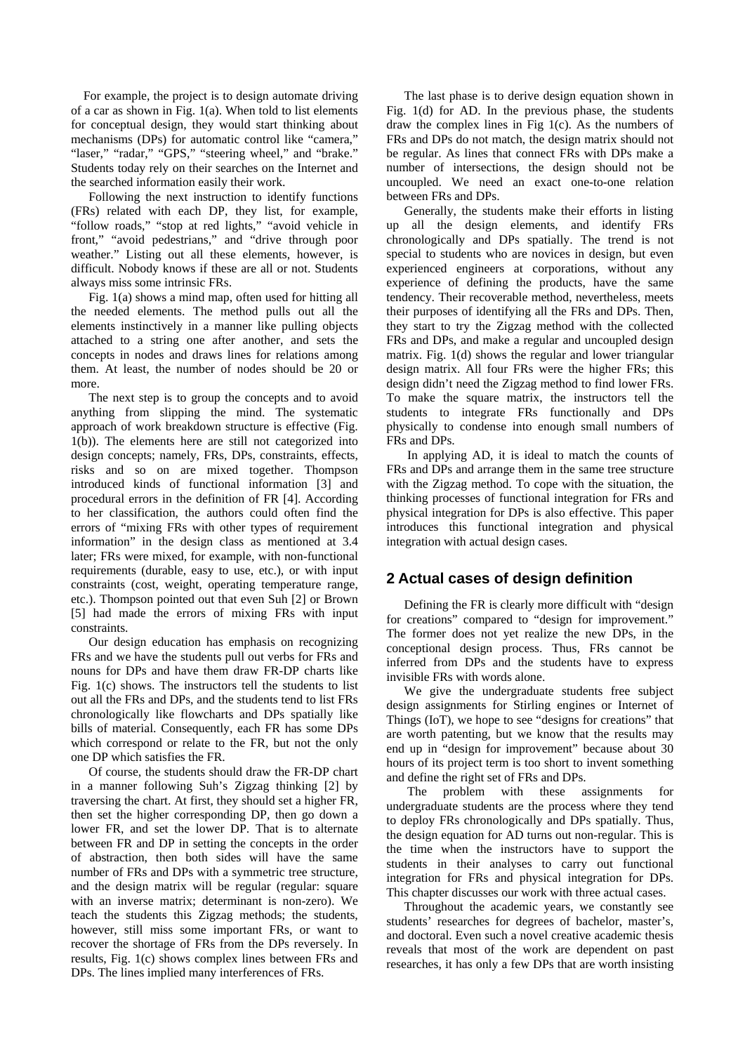For example, the project is to design automate driving of a car as shown in Fig. 1(a). When told to list elements for conceptual design, they would start thinking about mechanisms (DPs) for automatic control like "camera," "laser," "radar," "GPS," "steering wheel," and "brake." Students today rely on their searches on the Internet and the searched information easily their work.

Following the next instruction to identify functions (FRs) related with each DP, they list, for example, "follow roads," "stop at red lights," "avoid vehicle in front," "avoid pedestrians," and "drive through poor weather." Listing out all these elements, however, is difficult. Nobody knows if these are all or not. Students always miss some intrinsic FRs.

Fig. 1(a) shows a mind map, often used for hitting all the needed elements. The method pulls out all the elements instinctively in a manner like pulling objects attached to a string one after another, and sets the concepts in nodes and draws lines for relations among them. At least, the number of nodes should be 20 or more.

The next step is to group the concepts and to avoid anything from slipping the mind. The systematic approach of work breakdown structure is effective (Fig. 1(b)). The elements here are still not categorized into design concepts; namely, FRs, DPs, constraints, effects, risks and so on are mixed together. Thompson introduced kinds of functional information [3] and procedural errors in the definition of FR [4]. According to her classification, the authors could often find the errors of "mixing FRs with other types of requirement information" in the design class as mentioned at 3.4 later; FRs were mixed, for example, with non-functional requirements (durable, easy to use, etc.), or with input constraints (cost, weight, operating temperature range, etc.). Thompson pointed out that even Suh [2] or Brown [5] had made the errors of mixing FRs with input constraints.

Our design education has emphasis on recognizing FRs and we have the students pull out verbs for FRs and nouns for DPs and have them draw FR-DP charts like Fig. 1(c) shows. The instructors tell the students to list out all the FRs and DPs, and the students tend to list FRs chronologically like flowcharts and DPs spatially like bills of material. Consequently, each FR has some DPs which correspond or relate to the FR, but not the only one DP which satisfies the FR.

Of course, the students should draw the FR-DP chart in a manner following Suh's Zigzag thinking [2] by traversing the chart. At first, they should set a higher FR, then set the higher corresponding DP, then go down a lower FR, and set the lower DP. That is to alternate between FR and DP in setting the concepts in the order of abstraction, then both sides will have the same number of FRs and DPs with a symmetric tree structure, and the design matrix will be regular (regular: square with an inverse matrix; determinant is non-zero). We teach the students this Zigzag methods; the students, however, still miss some important FRs, or want to recover the shortage of FRs from the DPs reversely. In results, Fig. 1(c) shows complex lines between FRs and DPs. The lines implied many interferences of FRs.

The last phase is to derive design equation shown in Fig. 1(d) for AD. In the previous phase, the students draw the complex lines in Fig 1(c). As the numbers of FRs and DPs do not match, the design matrix should not be regular. As lines that connect FRs with DPs make a number of intersections, the design should not be uncoupled. We need an exact one-to-one relation between FRs and DPs.

Generally, the students make their efforts in listing up all the design elements, and identify FRs chronologically and DPs spatially. The trend is not special to students who are novices in design, but even experienced engineers at corporations, without any experience of defining the products, have the same tendency. Their recoverable method, nevertheless, meets their purposes of identifying all the FRs and DPs. Then, they start to try the Zigzag method with the collected FRs and DPs, and make a regular and uncoupled design matrix. Fig. 1(d) shows the regular and lower triangular design matrix. All four FRs were the higher FRs; this design didn't need the Zigzag method to find lower FRs. To make the square matrix, the instructors tell the students to integrate FRs functionally and DPs physically to condense into enough small numbers of FRs and DPs.

In applying AD, it is ideal to match the counts of FRs and DPs and arrange them in the same tree structure with the Zigzag method. To cope with the situation, the thinking processes of functional integration for FRs and physical integration for DPs is also effective. This paper introduces this functional integration and physical integration with actual design cases.

## 2 Actual cases of design definition

Defining the FR is clearly more difficult with "design for creations" compared to "design for improvement." The former does not yet realize the new DPs, in the conceptional design process. Thus, FRs cannot be inferred from DPs and the students have to express invisible FRs with words alone.

We give the undergraduate students free subject design assignments for Stirling engines or Internet of Things (IoT), we hope to see "designs for creations" that are worth patenting, but we know that the results may end up in "design for improvement" because about 30 hours of its project term is too short to invent something and define the right set of FRs and DPs.

The problem with these assignments for undergraduate students are the process where they tend to deploy FRs chronologically and DPs spatially. Thus, the design equation for AD turns out non-regular. This is the time when the instructors have to support the students in their analyses to carry out functional integration for FRs and physical integration for DPs. This chapter discusses our work with three actual cases.

Throughout the academic years, we constantly see students' researches for degrees of bachelor, master's, and doctoral. Even such a novel creative academic thesis reveals that most of the work are dependent on past researches, it has only a few DPs that are worth insisting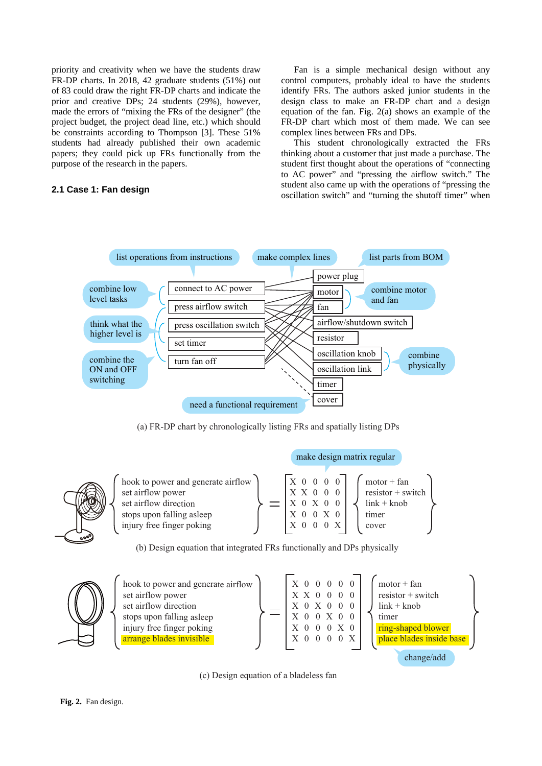priority and creativity when we have the students draw FR-DP charts. In 2018, 42 graduate students (51%) out of 83 could draw the right FR-DP charts and indicate the prior and creative DPs; 24 students (29%), however, made the errors of "mixing the FRs of the designer" (the project budget, the project dead line, etc.) which should be constraints according to Thompson [3]. These 51% students had already published their own academic papers; they could pick up FRs functionally from the purpose of the research in the papers.

### 2.1 Case 1: Fan design

Fan is a simple mechanical design without any control computers, probably ideal to have the students identify FRs. The authors asked junior students in the design class to make an FR-DP chart and a design equation of the fan. Fig. 2(a) shows an example of the FR-DP chart which most of them made. We can see complex lines between FRs and DPs.

This student chronologically extracted the FRs thinking about a customer that just made a purchase. The student first thought about the operations of "connecting to AC power" and "pressing the airflow switch." The student also came up with the operations of "pressing the oscillation switch" and "turning the shutoff timer" when

list operations from instructions | make complex lines | list parts from BOM

combine low level tasks | think what the higher level is | combine the ON and OFF switching

FRs: connect to AC power; press airflow switch; press oscillation switch; set timer; turn fan off

DPs: power plug; motor; fan; airflow/shutdown switch; resistor; oscillation knob; oscillation link; timer; cover

combine motor and fan | combine physically | need a functional requirement

(a) FR-DP chart by chronologically listing FRs and spatially listing DPs

make design matrix regular

$$
\begin{Bmatrix} \text{hook to power and generate airflow} \\ \text{set airflow power} \\ \text{set airflow direction} \\ \text{stops upon falling asleep} \\ \text{injury free finger poking} \end{Bmatrix} = \begin{bmatrix} X & 0 & 0 & 0 & 0 \\ X & X & 0 & 0 & 0 \\ X & 0 & X & 0 & 0 \\ X & 0 & 0 & X & 0 \\ X & 0 & 0 & 0 & X \end{bmatrix} \begin{Bmatrix} \text{motor + fan} \\ \text{resistor + switch} \\ \text{link + knob} \\ \text{timer} \\ \text{cover} \end{Bmatrix}
$$

(b) Design equation that integrated FRs functionally and DPs physically

$$
\begin{Bmatrix} \text{hook to power and generate airflow} \\ \text{set airflow power} \\ \text{set airflow direction} \\ \text{stops upon falling asleep} \\ \text{injury free finger poking} \\ \text{arrange blades invisible} \end{Bmatrix} = \begin{bmatrix} X & 0 & 0 & 0 & 0 & 0 \\ X & X & 0 & 0 & 0 & 0 \\ X & 0 & X & 0 & 0 & 0 \\ X & 0 & 0 & X & 0 & 0 \\ X & 0 & 0 & 0 & X & 0 \\ X & 0 & 0 & 0 & 0 & X \end{bmatrix} \begin{Bmatrix} \text{motor + fan} \\ \text{resistor + switch} \\ \text{link + knob} \\ \text{timer} \\ \text{ring-shaped blower} \\ \text{place blades inside base} \end{Bmatrix}
$$

change/add

(c) Design equation of a bladeless fan

**Fig. 2.** Fan design.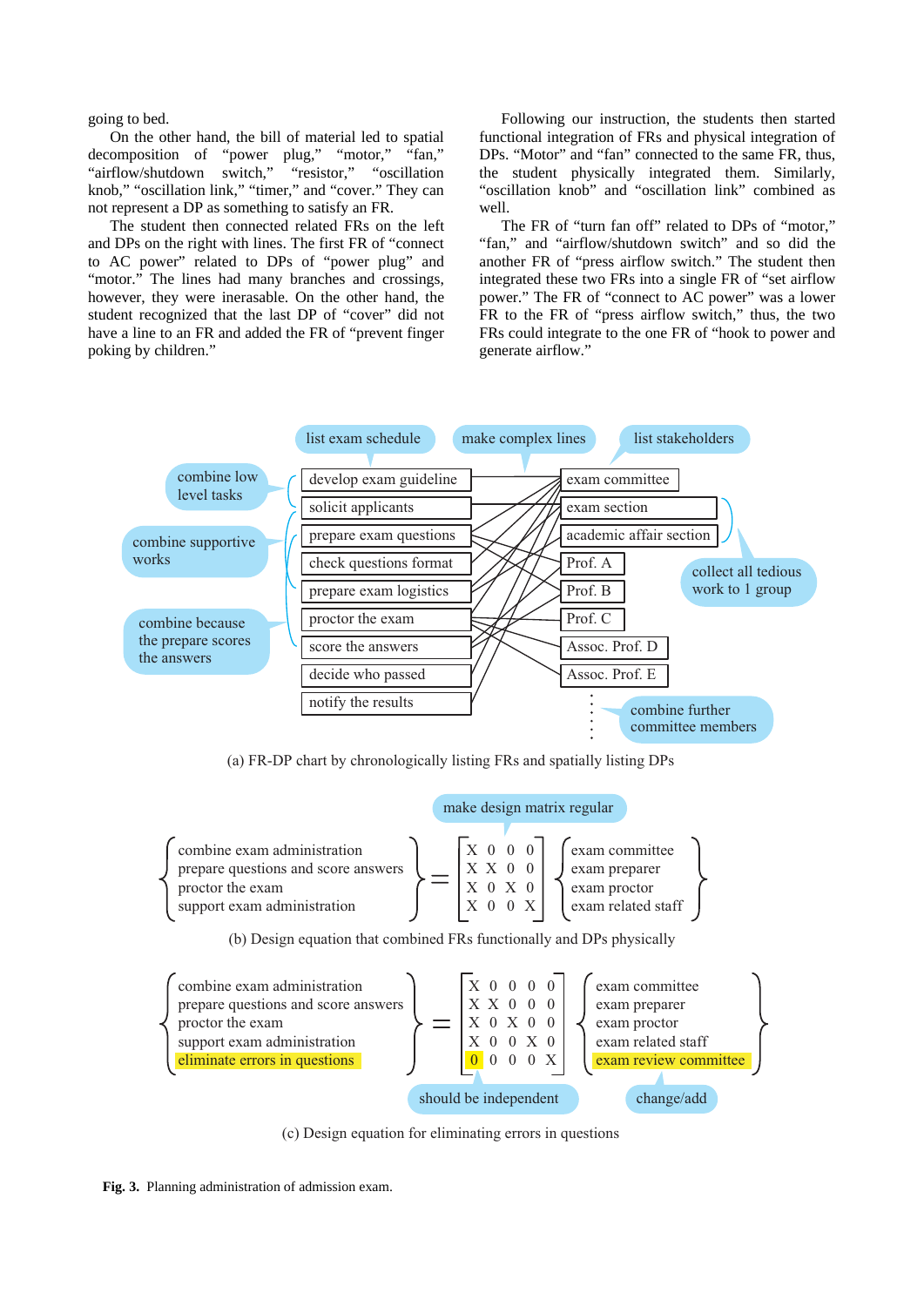going to bed.

On the other hand, the bill of material led to spatial decomposition of "power plug," "motor," "fan," "airflow/shutdown switch," "resistor," "oscillation knob," "oscillation link," "timer," and "cover." They can not represent a DP as something to satisfy an FR.

The student then connected related FRs on the left and DPs on the right with lines. The first FR of "connect to AC power" related to DPs of "power plug" and "motor." The lines had many branches and crossings, however, they were inerasable. On the other hand, the student recognized that the last DP of "cover" did not have a line to an FR and added the FR of "prevent finger poking by children."

Following our instruction, the students then started functional integration of FRs and physical integration of DPs. "Motor" and "fan" connected to the same FR, thus, the student physically integrated them. Similarly, "oscillation knob" and "oscillation link" combined as well.

The FR of "turn fan off" related to DPs of "motor," "fan," and "airflow/shutdown switch" and so did the another FR of "press airflow switch." The student then integrated these two FRs into a single FR of "set airflow power." The FR of "connect to AC power" was a lower FR to the FR of "press airflow switch," thus, the two FRs could integrate to the one FR of "hook to power and generate airflow."

(a) FR-DP chart by chronologically listing FRs and spatially listing DPs

(b) Design equation that combined FRs functionally and DPs physically

$$
\begin{Bmatrix} \text{combine exam administration} \\ \text{prepare questions and score answers} \\ \text{proctor the exam} \\ \text{support exam administration} \end{Bmatrix} = \begin{bmatrix} X & 0 & 0 & 0 \\ X & X & 0 & 0 \\ X & 0 & X & 0 \\ X & 0 & 0 & X \end{bmatrix} \begin{Bmatrix} \text{exam committee} \\ \text{exam preparer} \\ \text{exam proctor} \\ \text{exam related staff} \end{Bmatrix}
$$

(c) Design equation for eliminating errors in questions

$$
\begin{Bmatrix} \text{combine exam administration} \\ \text{prepare questions and score answers} \\ \text{proctor the exam} \\ \text{support exam administration} \\ \text{eliminate errors in questions} \end{Bmatrix} = \begin{bmatrix} X & 0 & 0 & 0 & 0 \\ X & X & 0 & 0 & 0 \\ X & 0 & X & 0 & 0 \\ X & 0 & 0 & X & 0 \\ 0 & 0 & 0 & 0 & X \end{bmatrix} \begin{Bmatrix} \text{exam committee} \\ \text{exam preparer} \\ \text{exam proctor} \\ \text{exam related staff} \\ \text{exam review committee} \end{Bmatrix}
$$

**Fig. 3.** Planning administration of admission exam.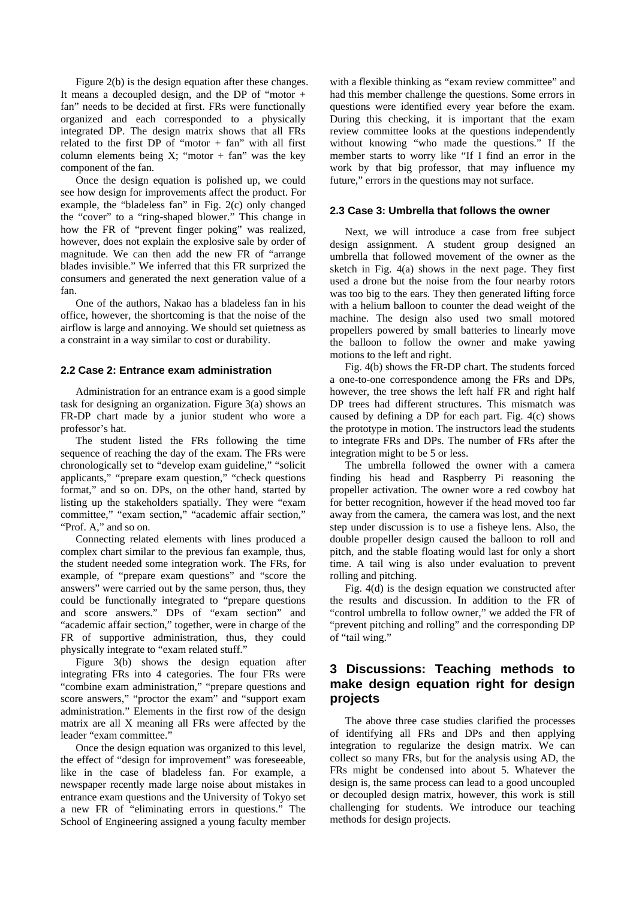Figure 2(b) is the design equation after these changes. It means a decoupled design, and the DP of "motor + fan" needs to be decided at first. FRs were functionally organized and each corresponded to a physically integrated DP. The design matrix shows that all FRs related to the first DP of "motor + fan" with all first column elements being X; "motor + fan" was the key component of the fan.

Once the design equation is polished up, we could see how design for improvements affect the product. For example, the "bladeless fan" in Fig. 2(c) only changed the "cover" to a "ring-shaped blower." This change in how the FR of "prevent finger poking" was realized, however, does not explain the explosive sale by order of magnitude. We can then add the new FR of "arrange blades invisible." We inferred that this FR surprized the consumers and generated the next generation value of a fan.

One of the authors, Nakao has a bladeless fan in his office, however, the shortcoming is that the noise of the airflow is large and annoying. We should set quietness as a constraint in a way similar to cost or durability.

### 2.2 Case 2: Entrance exam administration

Administration for an entrance exam is a good simple task for designing an organization. Figure 3(a) shows an FR-DP chart made by a junior student who wore a professor's hat.

The student listed the FRs following the time sequence of reaching the day of the exam. The FRs were chronologically set to "develop exam guideline," "solicit applicants," "prepare exam question," "check questions format," and so on. DPs, on the other hand, started by listing up the stakeholders spatially. They were "exam committee," "exam section," "academic affair section," "Prof. A," and so on.

Connecting related elements with lines produced a complex chart similar to the previous fan example, thus, the student needed some integration work. The FRs, for example, of "prepare exam questions" and "score the answers" were carried out by the same person, thus, they could be functionally integrated to "prepare questions and score answers." DPs of "exam section" and "academic affair section," together, were in charge of the FR of supportive administration, thus, they could physically integrate to "exam related stuff."

Figure 3(b) shows the design equation after integrating FRs into 4 categories. The four FRs were "combine exam administration," "prepare questions and score answers," "proctor the exam" and "support exam administration." Elements in the first row of the design matrix are all X meaning all FRs were affected by the leader "exam committee."

Once the design equation was organized to this level, the effect of "design for improvement" was foreseeable, like in the case of bladeless fan. For example, a newspaper recently made large noise about mistakes in entrance exam questions and the University of Tokyo set a new FR of "eliminating errors in questions." The School of Engineering assigned a young faculty member with a flexible thinking as "exam review committee" and had this member challenge the questions. Some errors in questions were identified every year before the exam. During this checking, it is important that the exam review committee looks at the questions independently without knowing "who made the questions." If the member starts to worry like "If I find an error in the work by that big professor, that may influence my future," errors in the questions may not surface.

### 2.3 Case 3: Umbrella that follows the owner

Next, we will introduce a case from free subject design assignment. A student group designed an umbrella that followed movement of the owner as the sketch in Fig. 4(a) shows in the next page. They first used a drone but the noise from the four nearby rotors was too big to the ears. They then generated lifting force with a helium balloon to counter the dead weight of the machine. The design also used two small motored propellers powered by small batteries to linearly move the balloon to follow the owner and make yawing motions to the left and right.

Fig. 4(b) shows the FR-DP chart. The students forced a one-to-one correspondence among the FRs and DPs, however, the tree shows the left half FR and right half DP trees had different structures. This mismatch was caused by defining a DP for each part. Fig. 4(c) shows the prototype in motion. The instructors lead the students to integrate FRs and DPs. The number of FRs after the integration might to be 5 or less.

The umbrella followed the owner with a camera finding his head and Raspberry Pi reasoning the propeller activation. The owner wore a red cowboy hat for better recognition, however if the head moved too far away from the camera, the camera was lost, and the next step under discussion is to use a fisheye lens. Also, the double propeller design caused the balloon to roll and pitch, and the stable floating would last for only a short time. A tail wing is also under evaluation to prevent rolling and pitching.

Fig. 4(d) is the design equation we constructed after the results and discussion. In addition to the FR of "control umbrella to follow owner," we added the FR of "prevent pitching and rolling" and the corresponding DP of "tail wing."

## 3 Discussions: Teaching methods to make design equation right for design projects

The above three case studies clarified the processes of identifying all FRs and DPs and then applying integration to regularize the design matrix. We can collect so many FRs, but for the analysis using AD, the FRs might be condensed into about 5. Whatever the design is, the same process can lead to a good uncoupled or decoupled design matrix, however, this work is still challenging for students. We introduce our teaching methods for design projects.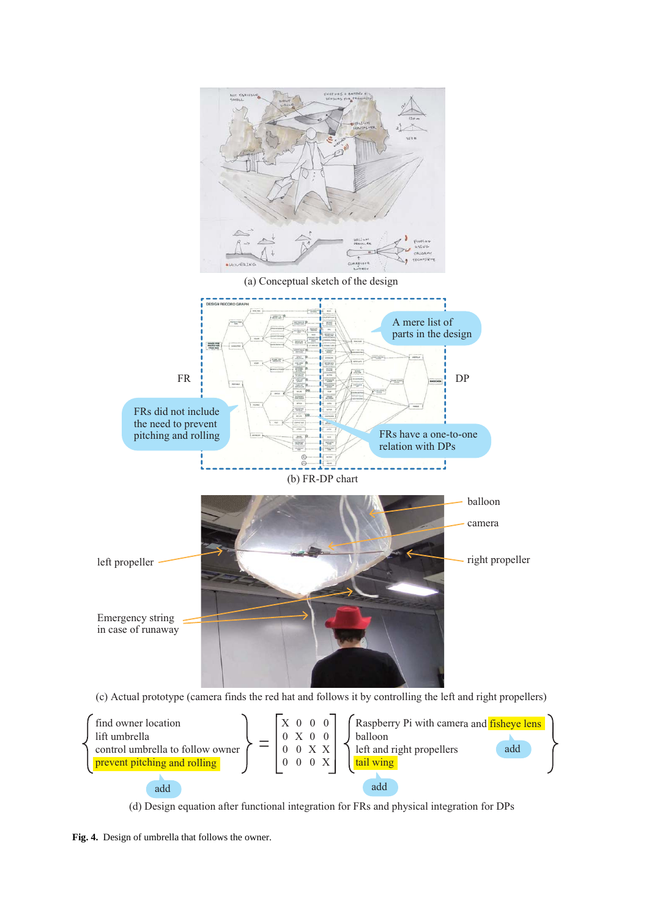(a) Conceptual sketch of the design

(b) FR-DP chart

(c) Actual prototype (camera finds the red hat and follows it by controlling the left and right propellers)

$$
\left\{\begin{array}{l}
\text{find owner location} \\
\text{lift umbrella} \\
\text{control umbrella to follow owner} \\
\text{prevent pitching and rolling}
\end{array}\right\}
=
\begin{bmatrix}
X & 0 & 0 & 0 \\
0 & X & 0 & 0 \\
0 & 0 & X & X \\
0 & 0 & 0 & X
\end{bmatrix}
\left\{\begin{array}{l}
\text{Raspberry Pi with camera and fisheye lens} \\
\text{balloon} \\
\text{left and right propellers} \\
\text{tail wing}
\end{array}\right\}
$$

(d) Design equation after functional integration for FRs and physical integration for DPs

**Fig. 4.** Design of umbrella that follows the owner.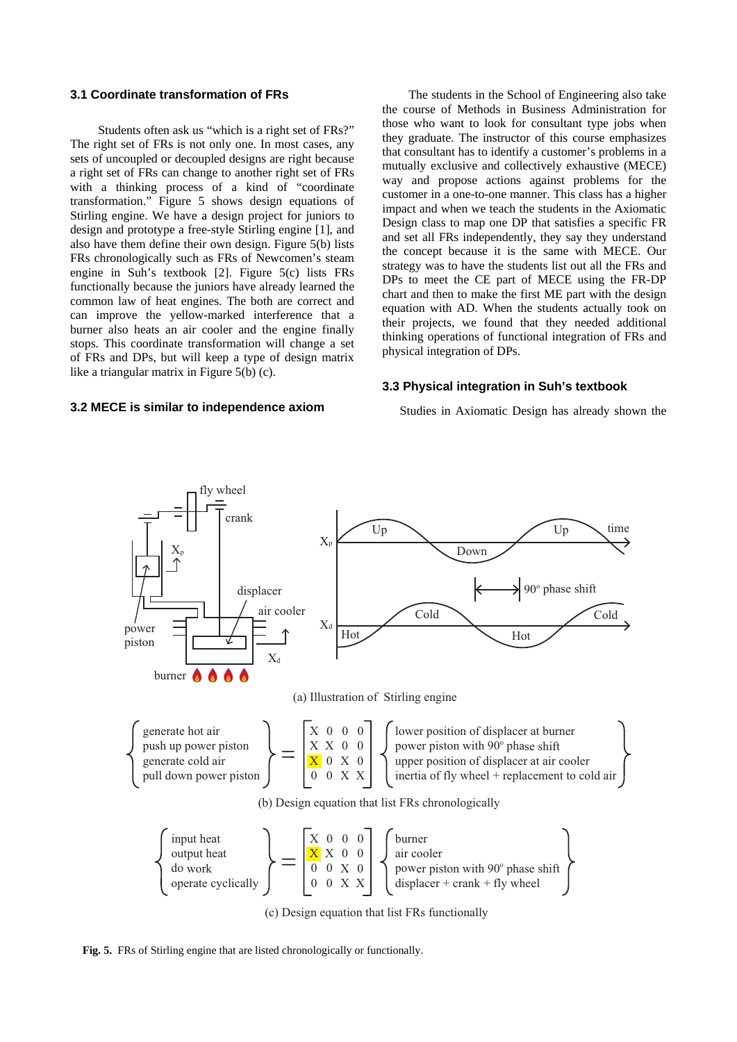### 3.1 Coordinate transformation of FRs

Students often ask us "which is a right set of FRs?" The right set of FRs is not only one. In most cases, any sets of uncoupled or decoupled designs are right because a right set of FRs can change to another right set of FRs with a thinking process of a kind of "coordinate transformation." Figure 5 shows design equations of Stirling engine. We have a design project for juniors to design and prototype a free-style Stirling engine [1], and also have them define their own design. Figure 5(b) lists FRs chronologically such as FRs of Newcomen's steam engine in Suh's textbook [2]. Figure 5(c) lists FRs functionally because the juniors have already learned the common law of heat engines. The both are correct and can improve the yellow-marked interference that a burner also heats an air cooler and the engine finally stops. This coordinate transformation will change a set of FRs and DPs, but will keep a type of design matrix like a triangular matrix in Figure 5(b) (c).

### 3.2 MECE is similar to independence axiom

The students in the School of Engineering also take the course of Methods in Business Administration for those who want to look for consultant type jobs when they graduate. The instructor of this course emphasizes that consultant has to identify a customer's problems in a mutually exclusive and collectively exhaustive (MECE) way and propose actions against problems for the customer in a one-to-one manner. This class has a higher impact and when we teach the students in the Axiomatic Design class to map one DP that satisfies a specific FR and set all FRs independently, they say they understand the concept because it is the same with MECE. Our strategy was to have the students list out all the FRs and DPs to meet the CE part of MECE using the FR-DP chart and then to make the first ME part with the design equation with AD. When the students actually took on their projects, we found that they needed additional thinking operations of functional integration of FRs and physical integration of DPs.

### 3.3 Physical integration in Suh's textbook

Studies in Axiomatic Design has already shown the

(a) Illustration of Stirling engine

$$
\begin{Bmatrix} \text{generate hot air} \\ \text{push up power piston} \\ \text{generate cold air} \\ \text{pull down power piston} \end{Bmatrix} = \begin{bmatrix} X & 0 & 0 & 0 \\ X & X & 0 & 0 \\ X & 0 & X & 0 \\ 0 & 0 & X & X \end{bmatrix} \begin{Bmatrix} \text{lower position of displacer at burner} \\ \text{power piston with } 90^{\circ} \text{ phase shift} \\ \text{upper position of displacer at air cooler} \\ \text{inertia of fly wheel + replacement to cold air} \end{Bmatrix}
$$

(b) Design equation that list FRs chronologically

$$
\begin{Bmatrix} \text{input heat} \\ \text{output heat} \\ \text{do work} \\ \text{operate cyclically} \end{Bmatrix} = \begin{bmatrix} X & 0 & 0 & 0 \\ X & X & 0 & 0 \\ 0 & 0 & X & 0 \\ 0 & 0 & X & X \end{bmatrix} \begin{Bmatrix} \text{burner} \\ \text{air cooler} \\ \text{power piston with } 90^{\circ} \text{ phase shift} \\ \text{displacer + crank + fly wheel} \end{Bmatrix}
$$

(c) Design equation that list FRs functionally

**Fig. 5.** FRs of Stirling engine that are listed chronologically or functionally.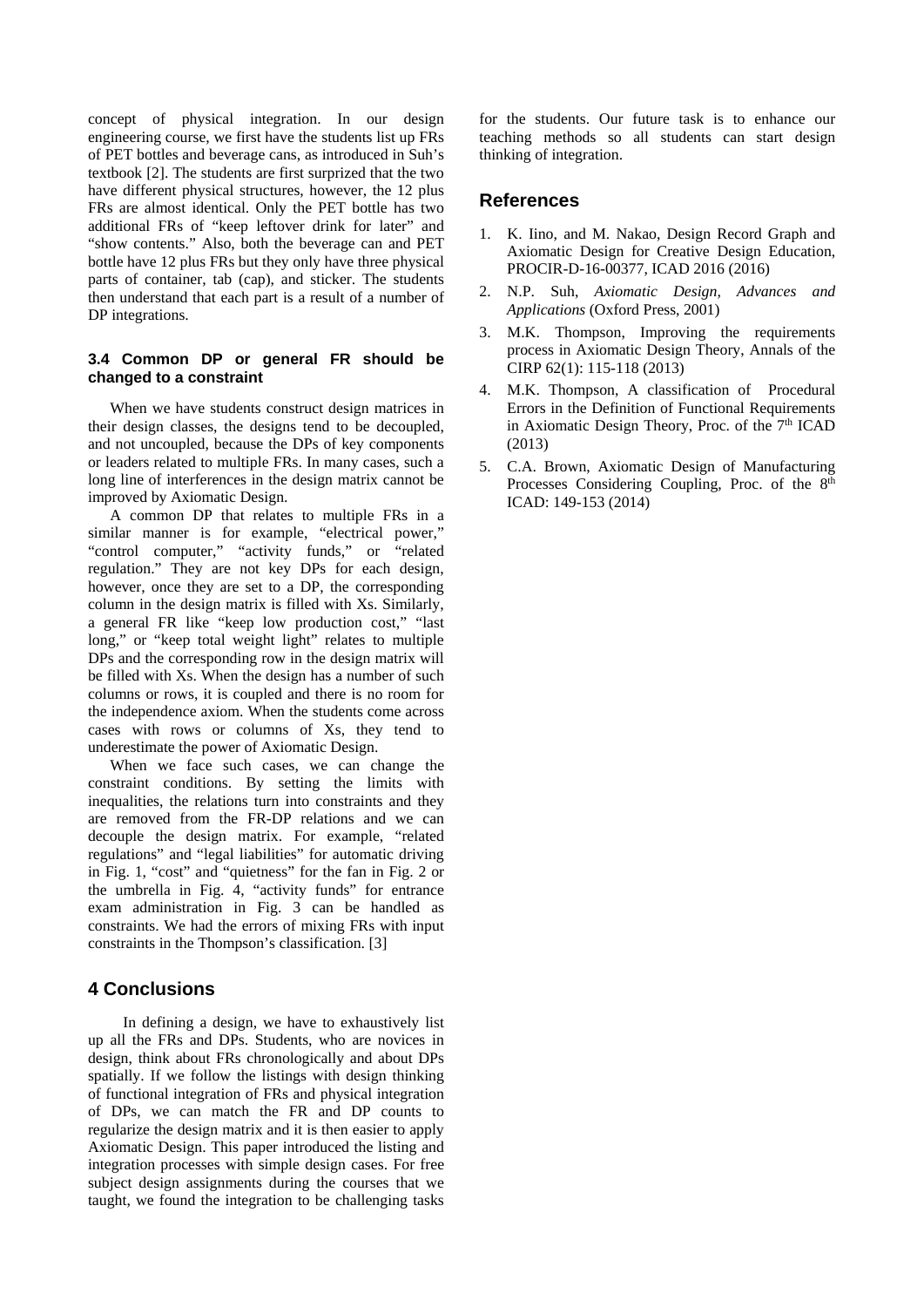concept of physical integration. In our design engineering course, we first have the students list up FRs of PET bottles and beverage cans, as introduced in Suh's textbook [2]. The students are first surprized that the two have different physical structures, however, the 12 plus FRs are almost identical. Only the PET bottle has two additional FRs of "keep leftover drink for later" and "show contents." Also, both the beverage can and PET bottle have 12 plus FRs but they only have three physical parts of container, tab (cap), and sticker. The students then understand that each part is a result of a number of DP integrations.

### 3.4 Common DP or general FR should be changed to a constraint

When we have students construct design matrices in their design classes, the designs tend to be decoupled, and not uncoupled, because the DPs of key components or leaders related to multiple FRs. In many cases, such a long line of interferences in the design matrix cannot be improved by Axiomatic Design.

A common DP that relates to multiple FRs in a similar manner is for example, "electrical power," "control computer," "activity funds," or "related regulation." They are not key DPs for each design, however, once they are set to a DP, the corresponding column in the design matrix is filled with Xs. Similarly, a general FR like "keep low production cost," "last long," or "keep total weight light" relates to multiple DPs and the corresponding row in the design matrix will be filled with Xs. When the design has a number of such columns or rows, it is coupled and there is no room for the independence axiom. When the students come across cases with rows or columns of Xs, they tend to underestimate the power of Axiomatic Design.

When we face such cases, we can change the constraint conditions. By setting the limits with inequalities, the relations turn into constraints and they are removed from the FR-DP relations and we can decouple the design matrix. For example, "related regulations" and "legal liabilities" for automatic driving in Fig. 1, "cost" and "quietness" for the fan in Fig. 2 or the umbrella in Fig. 4, "activity funds" for entrance exam administration in Fig. 3 can be handled as constraints. We had the errors of mixing FRs with input constraints in the Thompson's classification. [3]

## 4 Conclusions

In defining a design, we have to exhaustively list up all the FRs and DPs. Students, who are novices in design, think about FRs chronologically and about DPs spatially. If we follow the listings with design thinking of functional integration of FRs and physical integration of DPs, we can match the FR and DP counts to regularize the design matrix and it is then easier to apply Axiomatic Design. This paper introduced the listing and integration processes with simple design cases. For free subject design assignments during the courses that we taught, we found the integration to be challenging tasks for the students. Our future task is to enhance our teaching methods so all students can start design thinking of integration.

## References

1. K. Iino, and M. Nakao, Design Record Graph and Axiomatic Design for Creative Design Education, PROCIR-D-16-00377, ICAD 2016 (2016)
2. N.P. Suh, *Axiomatic Design, Advances and Applications* (Oxford Press, 2001)
3. M.K. Thompson, Improving the requirements process in Axiomatic Design Theory, Annals of the CIRP 62(1): 115-118 (2013)
4. M.K. Thompson, A classification of Procedural Errors in the Definition of Functional Requirements in Axiomatic Design Theory, Proc. of the 7th ICAD (2013)
5. C.A. Brown, Axiomatic Design of Manufacturing Processes Considering Coupling, Proc. of the 8th ICAD: 149-153 (2014)